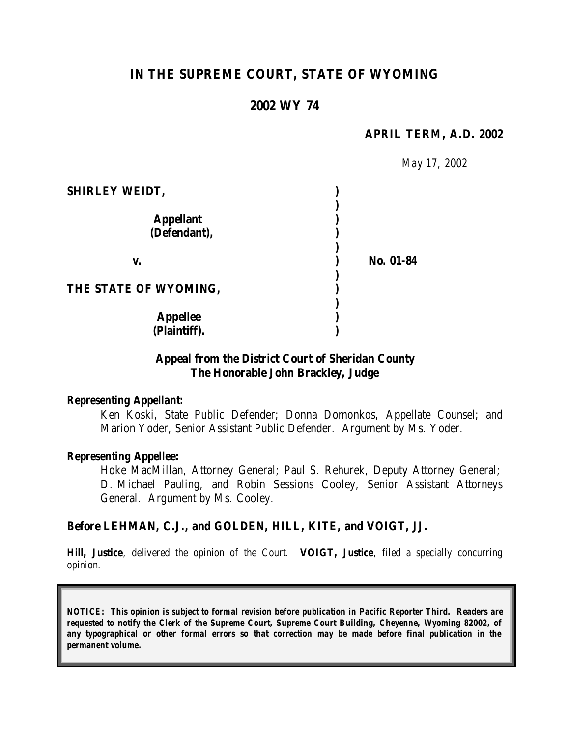# IN THE SUPREME COURT, STATE OF WYOMING

## 2002 WY 74

**APRIL TERM, A.D. 2002**

May 17, 2002

| | | |
|---|---|---|
| **SHIRLEY WEIDT,** | **)** | |
| | **)** | |
| **Appellant** | **)** | |
| **(Defendant),** | **)** | |
| | **)** | |
| **v.** | **)** | **No. 01-84** |
| | **)** | |
| **THE STATE OF WYOMING,** | **)** | |
| | **)** | |
| **Appellee** | **)** | |
| **(Plaintiff).** | **)** | |

**Appeal from the District Court of Sheridan County**
**The Honorable John Brackley, Judge**

***Representing Appellant:***

Ken Koski, State Public Defender; Donna Domonkos, Appellate Counsel; and Marion Yoder, Senior Assistant Public Defender. Argument by Ms. Yoder.

***Representing Appellee:***

Hoke MacMillan, Attorney General; Paul S. Rehurek, Deputy Attorney General; D. Michael Pauling, and Robin Sessions Cooley, Senior Assistant Attorneys General. Argument by Ms. Cooley.

**Before LEHMAN, C.J., and GOLDEN, HILL, KITE, and VOIGT, JJ.**

**Hill, Justice**, delivered the opinion of the Court. **VOIGT, Justice**, filed a specially concurring opinion.

***NOTICE: This opinion is subject to formal revision before publication in Pacific Reporter Third. Readers are requested to notify the Clerk of the Supreme Court, Supreme Court Building, Cheyenne, Wyoming 82002, of any typographical or other formal errors so that correction may be made before final publication in the permanent volume.***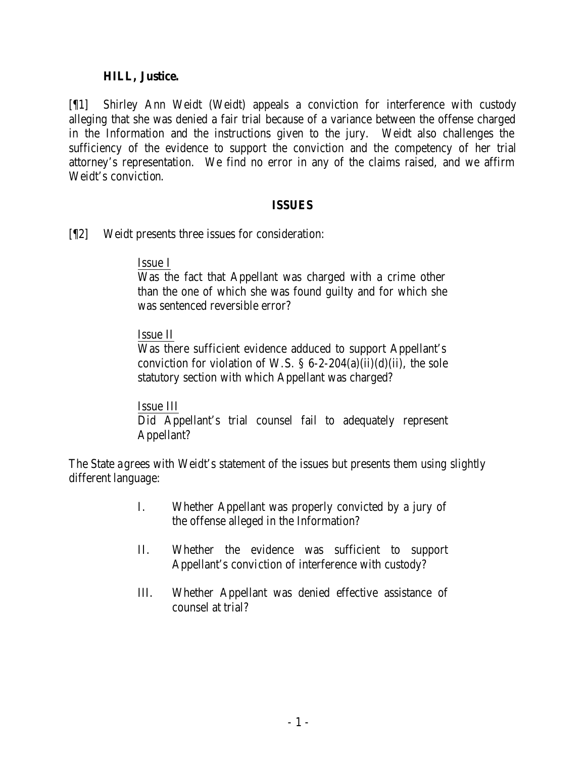**HILL, Justice.**

[¶1] Shirley Ann Weidt (Weidt) appeals a conviction for interference with custody alleging that she was denied a fair trial because of a variance between the offense charged in the Information and the instructions given to the jury. Weidt also challenges the sufficiency of the evidence to support the conviction and the competency of her trial attorney's representation. We find no error in any of the claims raised, and we affirm Weidt's conviction.

## ISSUES

[¶2] Weidt presents three issues for consideration:

> Issue I
> Was the fact that Appellant was charged with a crime other than the one of which she was found guilty and for which she was sentenced reversible error?
>
> Issue II
> Was there sufficient evidence adduced to support Appellant's conviction for violation of W.S. § 6-2-204(a)(ii)(d)(ii), the sole statutory section with which Appellant was charged?
>
> Issue III
> Did Appellant's trial counsel fail to adequately represent Appellant?

The State agrees with Weidt's statement of the issues but presents them using slightly different language:

> I. Whether Appellant was properly convicted by a jury of the offense alleged in the Information?
>
> II. Whether the evidence was sufficient to support Appellant's conviction of interference with custody?
>
> III. Whether Appellant was denied effective assistance of counsel at trial?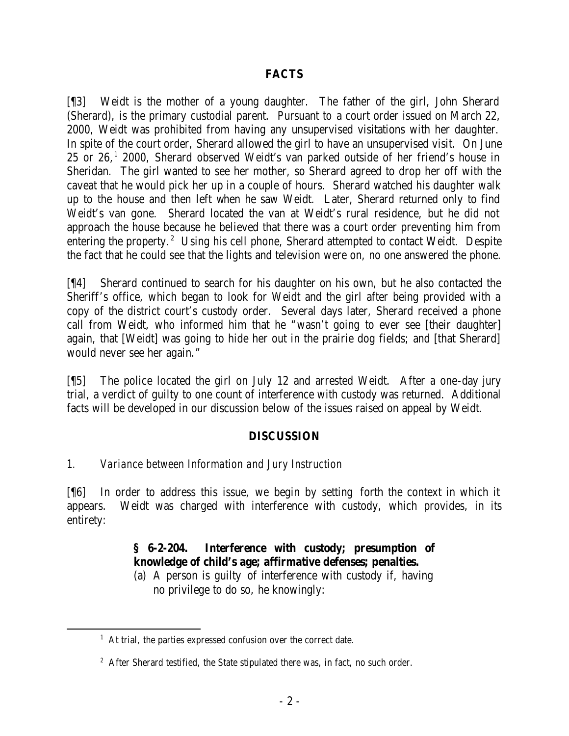## FACTS

[¶3] Weidt is the mother of a young daughter. The father of the girl, John Sherard (Sherard), is the primary custodial parent. Pursuant to a court order issued on March 22, 2000, Weidt was prohibited from having any unsupervised visitations with her daughter. In spite of the court order, Sherard allowed the girl to have an unsupervised visit. On June 25 or 26,[1] 2000, Sherard observed Weidt's van parked outside of her friend's house in Sheridan. The girl wanted to see her mother, so Sherard agreed to drop her off with the caveat that he would pick her up in a couple of hours. Sherard watched his daughter walk up to the house and then left when he saw Weidt. Later, Sherard returned only to find Weidt's van gone. Sherard located the van at Weidt's rural residence, but he did not approach the house because he believed that there was a court order preventing him from entering the property.[2] Using his cell phone, Sherard attempted to contact Weidt. Despite the fact that he could see that the lights and television were on, no one answered the phone.

[¶4] Sherard continued to search for his daughter on his own, but he also contacted the Sheriff's office, which began to look for Weidt and the girl after being provided with a copy of the district court's custody order. Several days later, Sherard received a phone call from Weidt, who informed him that he "wasn't going to ever see [their daughter] again, that [Weidt] was going to hide her out in the prairie dog fields; and [that Sherard] would never see her again."

[¶5] The police located the girl on July 12 and arrested Weidt. After a one-day jury trial, a verdict of guilty to one count of interference with custody was returned. Additional facts will be developed in our discussion below of the issues raised on appeal by Weidt.

## DISCUSSION

1. *Variance between Information and Jury Instruction*

[¶6] In order to address this issue, we begin by setting forth the context in which it appears. Weidt was charged with interference with custody, which provides, in its entirety:

> **§ 6-2-204. Interference with custody; presumption of knowledge of child's age; affirmative defenses; penalties.**
>
> (a) A person is guilty of interference with custody if, having no privilege to do so, he knowingly:

[1] At trial, the parties expressed confusion over the correct date.

[2] After Sherard testified, the State stipulated there was, in fact, no such order.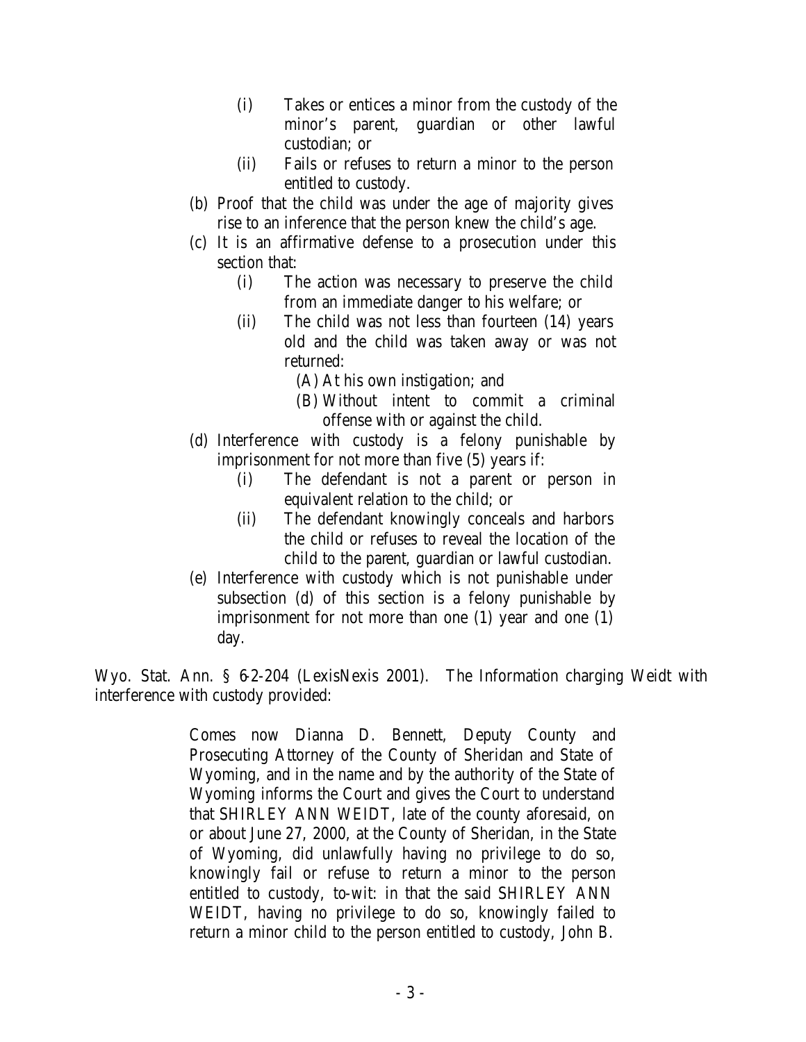> (i) Takes or entices a minor from the custody of the minor's parent, guardian or other lawful custodian; or
>
> (ii) Fails or refuses to return a minor to the person entitled to custody.
>
> (b) Proof that the child was under the age of majority gives rise to an inference that the person knew the child's age.
>
> (c) It is an affirmative defense to a prosecution under this section that:
>
> (i) The action was necessary to preserve the child from an immediate danger to his welfare; or
>
> (ii) The child was not less than fourteen (14) years old and the child was taken away or was not returned:
>
> (A) At his own instigation; and
>
> (B) Without intent to commit a criminal offense with or against the child.
>
> (d) Interference with custody is a felony punishable by imprisonment for not more than five (5) years if:
>
> (i) The defendant is not a parent or person in equivalent relation to the child; or
>
> (ii) The defendant knowingly conceals and harbors the child or refuses to reveal the location of the child to the parent, guardian or lawful custodian.
>
> (e) Interference with custody which is not punishable under subsection (d) of this section is a felony punishable by imprisonment for not more than one (1) year and one (1) day.

Wyo. Stat. Ann. § 6-2-204 (LexisNexis 2001). The Information charging Weidt with interference with custody provided:

> Comes now Dianna D. Bennett, Deputy County and Prosecuting Attorney of the County of Sheridan and State of Wyoming, and in the name and by the authority of the State of Wyoming informs the Court and gives the Court to understand that SHIRLEY ANN WEIDT, late of the county aforesaid, on or about June 27, 2000, at the County of Sheridan, in the State of Wyoming, did unlawfully having no privilege to do so, knowingly fail or refuse to return a minor to the person entitled to custody, to-wit: in that the said SHIRLEY ANN WEIDT, having no privilege to do so, knowingly failed to return a minor child to the person entitled to custody, John B.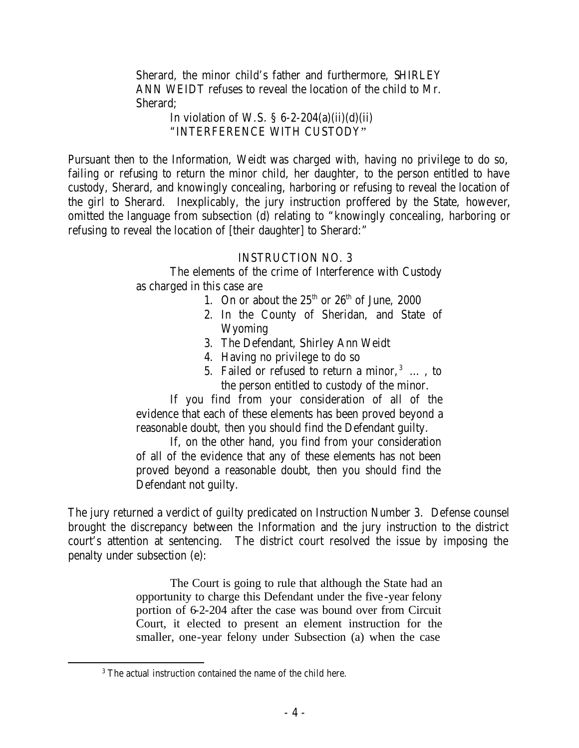Sherard, the minor child's father and furthermore, SHIRLEY ANN WEIDT refuses to reveal the location of the child to Mr. Sherard;

In violation of W.S. § 6-2-204(a)(ii)(d)(ii)
"INTERFERENCE WITH CUSTODY"

Pursuant then to the Information, Weidt was charged with, having no privilege to do so, failing or refusing to return the minor child, her daughter, to the person entitled to have custody, Sherard, and knowingly concealing, harboring or refusing to reveal the location of the girl to Sherard. Inexplicably, the jury instruction proffered by the State, however, omitted the language from subsection (d) relating to "knowingly concealing, harboring or refusing to reveal the location of [their daughter] to Sherard:"

> INSTRUCTION NO. 3
>
> The elements of the crime of Interference with Custody as charged in this case are
>
> 1. On or about the 25th or 26th of June, 2000
> 2. In the County of Sheridan, and State of Wyoming
> 3. The Defendant, Shirley Ann Weidt
> 4. Having no privilege to do so
> 5. Failed or refused to return a minor,[3] … , to the person entitled to custody of the minor.
>
> If you find from your consideration of all of the evidence that each of these elements has been proved beyond a reasonable doubt, then you should find the Defendant guilty.
>
> If, on the other hand, you find from your consideration of all of the evidence that any of these elements has not been proved beyond a reasonable doubt, then you should find the Defendant not guilty.

The jury returned a verdict of guilty predicated on Instruction Number 3. Defense counsel brought the discrepancy between the Information and the jury instruction to the district court's attention at sentencing. The district court resolved the issue by imposing the penalty under subsection (e):

> The Court is going to rule that although the State had an opportunity to charge this Defendant under the five-year felony portion of 6-2-204 after the case was bound over from Circuit Court, it elected to present an element instruction for the smaller, one-year felony under Subsection (a) when the case

[3] The actual instruction contained the name of the child here.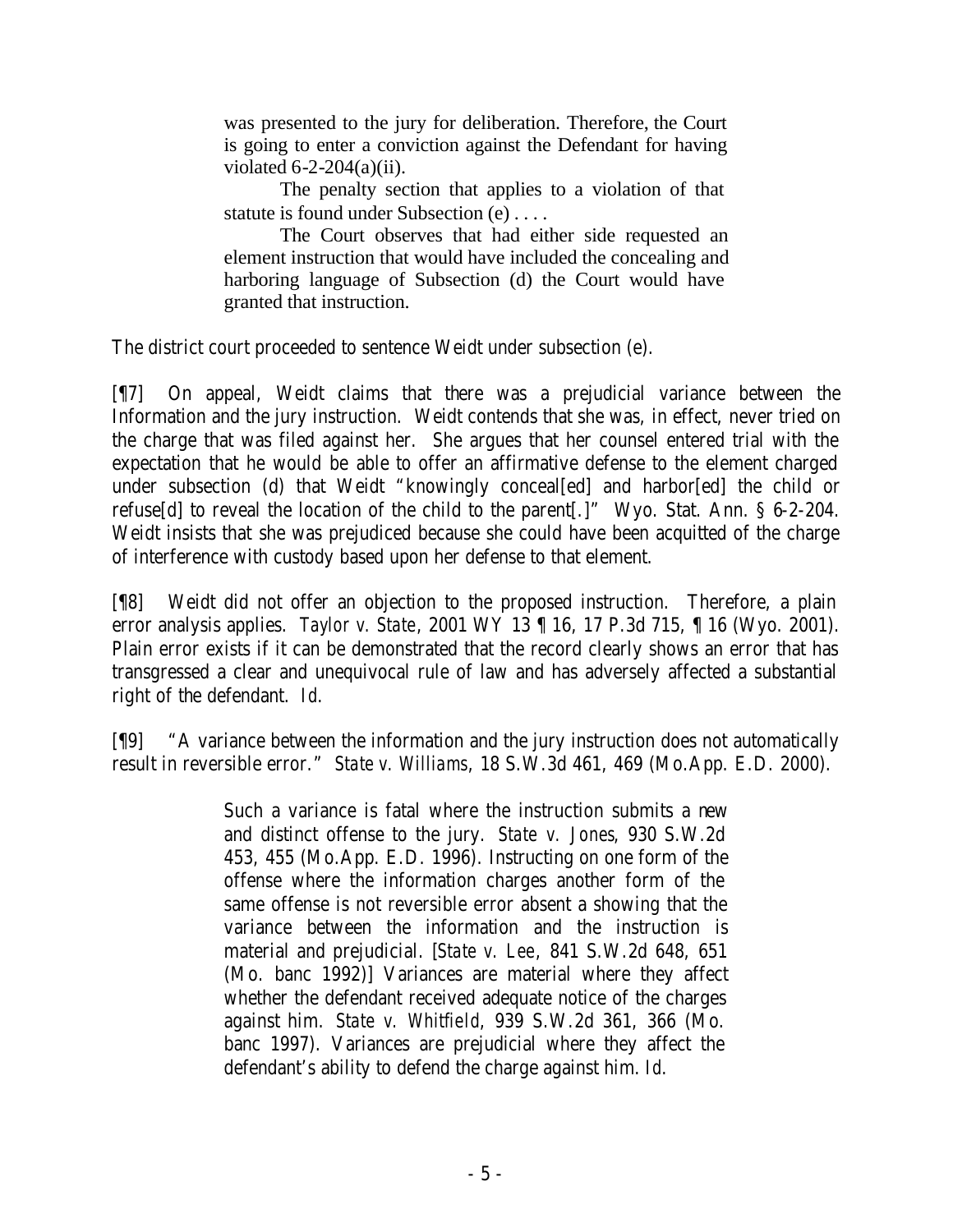> was presented to the jury for deliberation. Therefore, the Court is going to enter a conviction against the Defendant for having violated 6-2-204(a)(ii).
>
> The penalty section that applies to a violation of that statute is found under Subsection (e) . . . .
>
> The Court observes that had either side requested an element instruction that would have included the concealing and harboring language of Subsection (d) the Court would have granted that instruction.

The district court proceeded to sentence Weidt under subsection (e).

[¶7] On appeal, Weidt claims that there was a prejudicial variance between the Information and the jury instruction. Weidt contends that she was, in effect, never tried on the charge that was filed against her. She argues that her counsel entered trial with the expectation that he would be able to offer an affirmative defense to the element charged under subsection (d) that Weidt "knowingly conceal[ed] and harbor[ed] the child or refuse[d] to reveal the location of the child to the parent[.]" Wyo. Stat. Ann. § 6-2-204. Weidt insists that she was prejudiced because she could have been acquitted of the charge of interference with custody based upon her defense to that element.

[¶8] Weidt did not offer an objection to the proposed instruction. Therefore, a plain error analysis applies. *Taylor v. State*, 2001 WY 13 ¶ 16, 17 P.3d 715, ¶ 16 (Wyo. 2001). Plain error exists if it can be demonstrated that the record clearly shows an error that has transgressed a clear and unequivocal rule of law and has adversely affected a substantial right of the defendant. *Id.*

[¶9] "A variance between the information and the jury instruction does not automatically result in reversible error." *State v. Williams*, 18 S.W.3d 461, 469 (Mo.App. E.D. 2000).

> Such a variance is fatal where the instruction submits a new and distinct offense to the jury. *State v. Jones*, 930 S.W.2d 453, 455 (Mo.App. E.D. 1996). Instructing on one form of the offense where the information charges another form of the same offense is not reversible error absent a showing that the variance between the information and the instruction is material and prejudicial. [*State v. Lee*, 841 S.W.2d 648, 651 (Mo. banc 1992)] Variances are material where they affect whether the defendant received adequate notice of the charges against him. *State v. Whitfield*, 939 S.W.2d 361, 366 (Mo. banc 1997). Variances are prejudicial where they affect the defendant's ability to defend the charge against him. *Id.*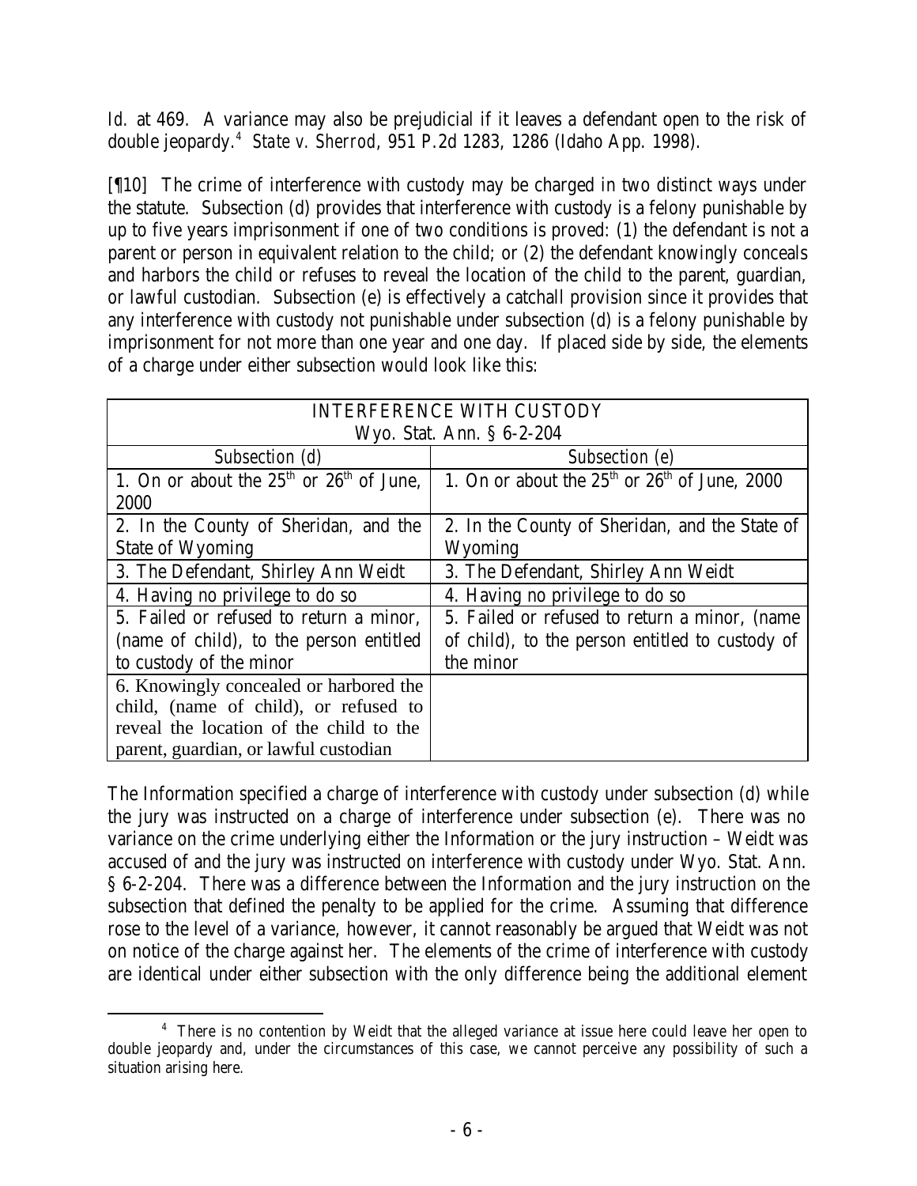*Id.* at 469. A variance may also be prejudicial if it leaves a defendant open to the risk of double jeopardy.[4] *State v. Sherrod*, 951 P.2d 1283, 1286 (Idaho App. 1998).

[¶10] The crime of interference with custody may be charged in two distinct ways under the statute. Subsection (d) provides that interference with custody is a felony punishable by up to five years imprisonment if one of two conditions is proved: (1) the defendant is not a parent or person in equivalent relation to the child; or (2) the defendant knowingly conceals and harbors the child or refuses to reveal the location of the child to the parent, guardian, or lawful custodian. Subsection (e) is effectively a catchall provision since it provides that any interference with custody not punishable under subsection (d) is a felony punishable by imprisonment for not more than one year and one day. If placed side by side, the elements of a charge under either subsection would look like this:

| INTERFERENCE WITH CUSTODY<br>Wyo. Stat. Ann. § 6-2-204 | |
|---|---|
| Subsection (d) | Subsection (e) |
| 1. On or about the 25th or 26th of June, 2000 | 1. On or about the 25th or 26th of June, 2000 |
| 2. In the County of Sheridan, and the State of Wyoming | 2. In the County of Sheridan, and the State of Wyoming |
| 3. The Defendant, Shirley Ann Weidt | 3. The Defendant, Shirley Ann Weidt |
| 4. Having no privilege to do so | 4. Having no privilege to do so |
| 5. Failed or refused to return a minor, (name of child), to the person entitled to custody of the minor | 5. Failed or refused to return a minor, (name of child), to the person entitled to custody of the minor |
| 6. Knowingly concealed or harbored the child, (name of child), or refused to reveal the location of the child to the parent, guardian, or lawful custodian | |

The Information specified a charge of interference with custody under subsection (d) while the jury was instructed on a charge of interference under subsection (e). There was no variance on the crime underlying either the Information or the jury instruction – Weidt was accused of and the jury was instructed on interference with custody under Wyo. Stat. Ann. § 6-2-204. There was a difference between the Information and the jury instruction on the subsection that defined the penalty to be applied for the crime. Assuming that difference rose to the level of a variance, however, it cannot reasonably be argued that Weidt was not on notice of the charge against her. The elements of the crime of interference with custody are identical under either subsection with the only difference being the additional element

[4] There is no contention by Weidt that the alleged variance at issue here could leave her open to double jeopardy and, under the circumstances of this case, we cannot perceive any possibility of such a situation arising here.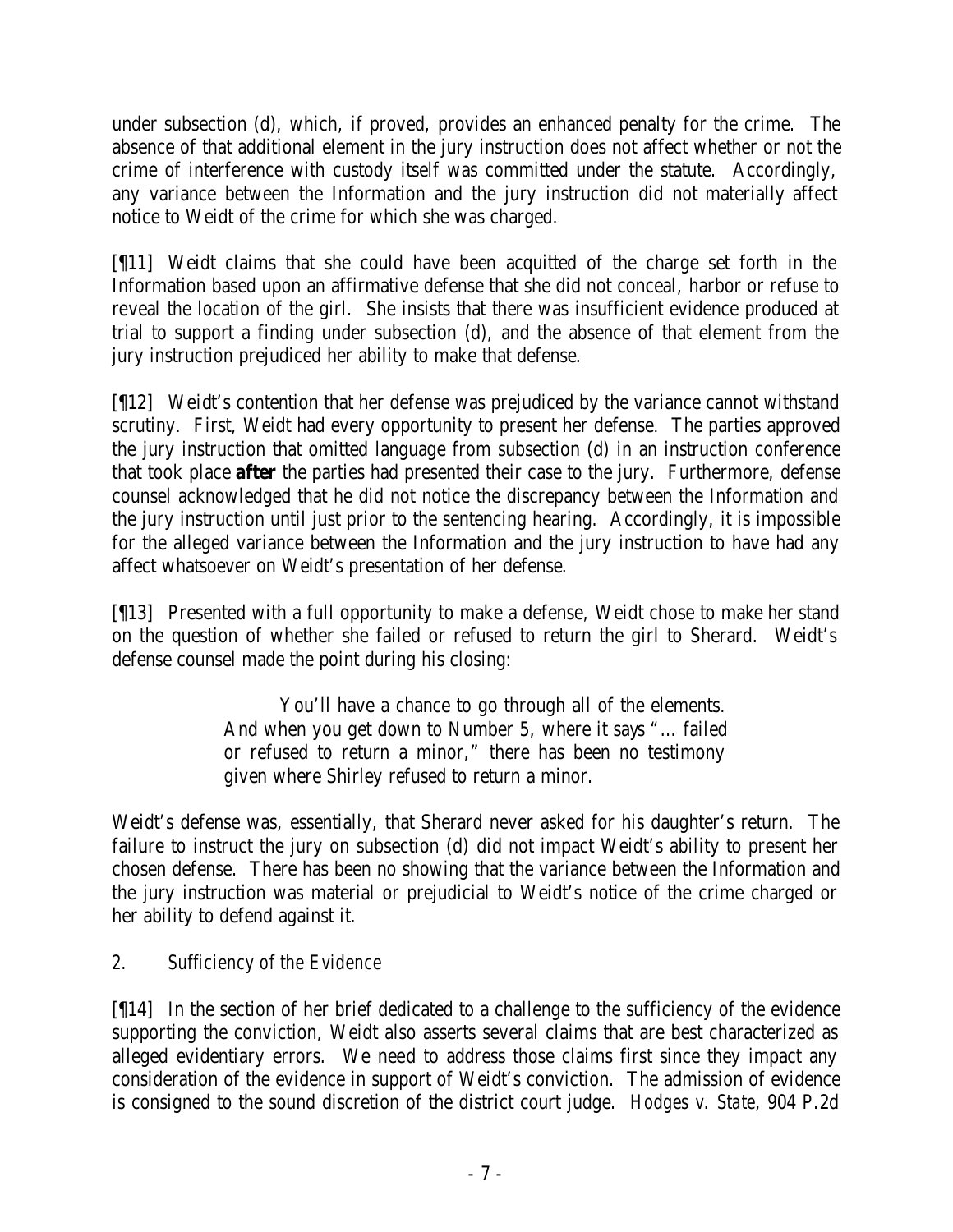under subsection (d), which, if proved, provides an enhanced penalty for the crime. The absence of that additional element in the jury instruction does not affect whether or not the crime of interference with custody itself was committed under the statute. Accordingly, any variance between the Information and the jury instruction did not materially affect notice to Weidt of the crime for which she was charged.

[¶11] Weidt claims that she could have been acquitted of the charge set forth in the Information based upon an affirmative defense that she did not conceal, harbor or refuse to reveal the location of the girl. She insists that there was insufficient evidence produced at trial to support a finding under subsection (d), and the absence of that element from the jury instruction prejudiced her ability to make that defense.

[¶12] Weidt's contention that her defense was prejudiced by the variance cannot withstand scrutiny. First, Weidt had every opportunity to present her defense. The parties approved the jury instruction that omitted language from subsection (d) in an instruction conference that took place **after** the parties had presented their case to the jury. Furthermore, defense counsel acknowledged that he did not notice the discrepancy between the Information and the jury instruction until just prior to the sentencing hearing. Accordingly, it is impossible for the alleged variance between the Information and the jury instruction to have had any affect whatsoever on Weidt's presentation of her defense.

[¶13] Presented with a full opportunity to make a defense, Weidt chose to make her stand on the question of whether she failed or refused to return the girl to Sherard. Weidt's defense counsel made the point during his closing:

> You'll have a chance to go through all of the elements. And when you get down to Number 5, where it says "… failed or refused to return a minor," there has been no testimony given where Shirley refused to return a minor.

Weidt's defense was, essentially, that Sherard never asked for his daughter's return. The failure to instruct the jury on subsection (d) did not impact Weidt's ability to present her chosen defense. There has been no showing that the variance between the Information and the jury instruction was material or prejudicial to Weidt's notice of the crime charged or her ability to defend against it.

## 2. *Sufficiency of the Evidence*

[¶14] In the section of her brief dedicated to a challenge to the sufficiency of the evidence supporting the conviction, Weidt also asserts several claims that are best characterized as alleged evidentiary errors. We need to address those claims first since they impact any consideration of the evidence in support of Weidt's conviction. The admission of evidence is consigned to the sound discretion of the district court judge. *Hodges v. State*, 904 P.2d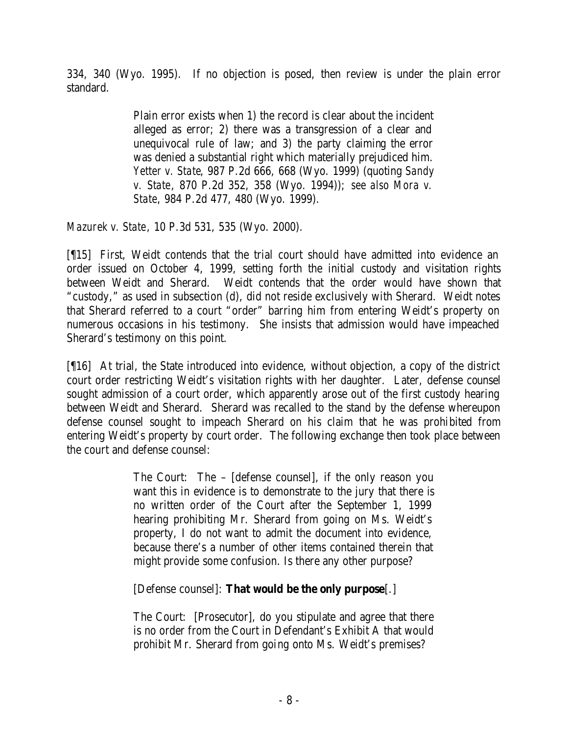334, 340 (Wyo. 1995). If no objection is posed, then review is under the plain error standard.

> Plain error exists when 1) the record is clear about the incident alleged as error; 2) there was a transgression of a clear and unequivocal rule of law; and 3) the party claiming the error was denied a substantial right which materially prejudiced him. *Yetter v. State*, 987 P.2d 666, 668 (Wyo. 1999) (quoting *Sandy v. State*, 870 P.2d 352, 358 (Wyo. 1994)); *see also Mora v. State*, 984 P.2d 477, 480 (Wyo. 1999).

*Mazurek v. State*, 10 P.3d 531, 535 (Wyo. 2000).

[¶15] First, Weidt contends that the trial court should have admitted into evidence an order issued on October 4, 1999, setting forth the initial custody and visitation rights between Weidt and Sherard. Weidt contends that the order would have shown that "custody," as used in subsection (d), did not reside exclusively with Sherard. Weidt notes that Sherard referred to a court "order" barring him from entering Weidt's property on numerous occasions in his testimony. She insists that admission would have impeached Sherard's testimony on this point.

[¶16] At trial, the State introduced into evidence, without objection, a copy of the district court order restricting Weidt's visitation rights with her daughter. Later, defense counsel sought admission of a court order, which apparently arose out of the first custody hearing between Weidt and Sherard. Sherard was recalled to the stand by the defense whereupon defense counsel sought to impeach Sherard on his claim that he was prohibited from entering Weidt's property by court order. The following exchange then took place between the court and defense counsel:

> The Court: The – [defense counsel], if the only reason you want this in evidence is to demonstrate to the jury that there is no written order of the Court after the September 1, 1999 hearing prohibiting Mr. Sherard from going on Ms. Weidt's property, I do not want to admit the document into evidence, because there's a number of other items contained therein that might provide some confusion. Is there any other purpose?
>
> [Defense counsel]: **That would be the only purpose**[.]
>
> The Court: [Prosecutor], do you stipulate and agree that there is no order from the Court in Defendant's Exhibit A that would prohibit Mr. Sherard from going onto Ms. Weidt's premises?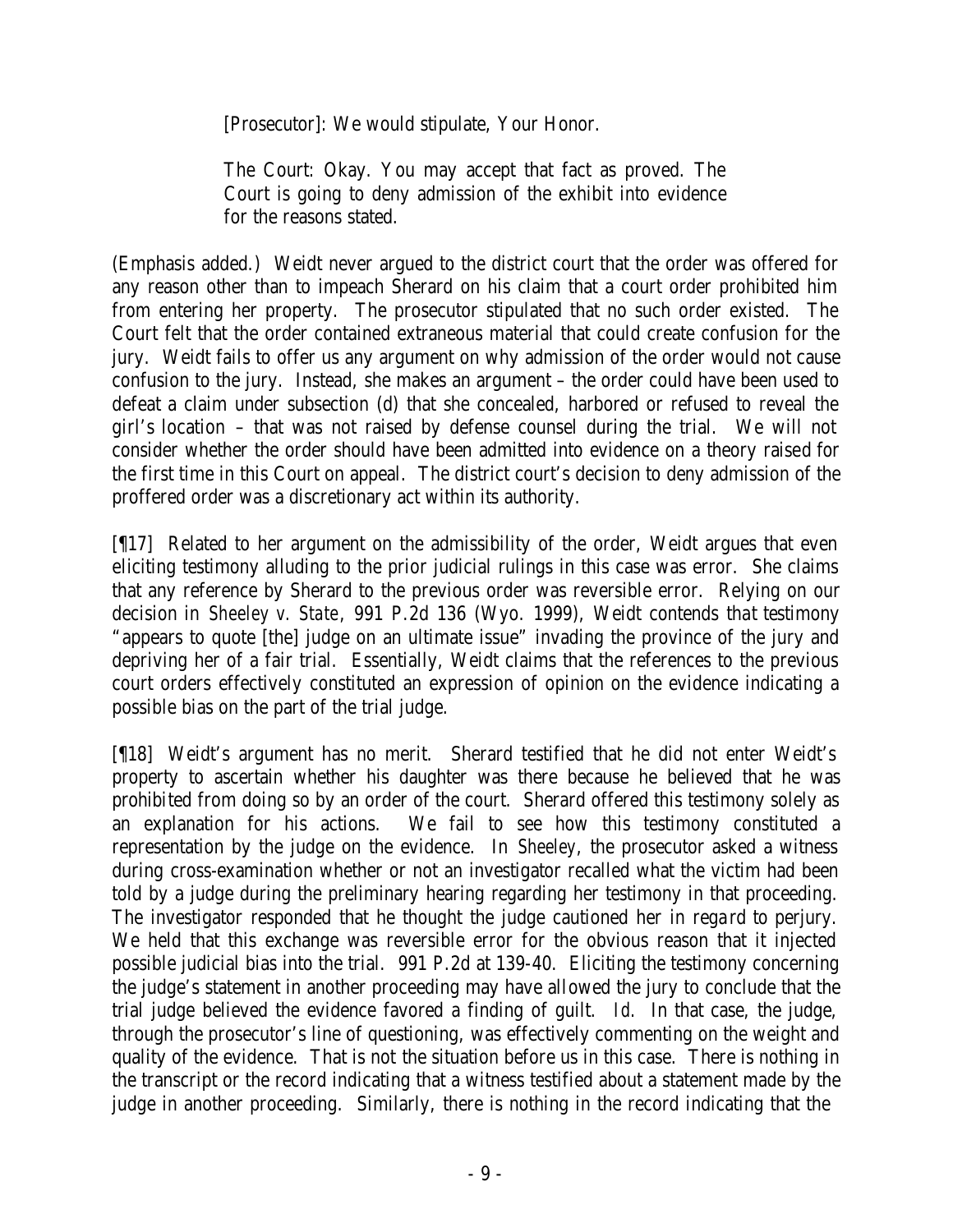> [Prosecutor]: We would stipulate, Your Honor.
>
> The Court: Okay. You may accept that fact as proved. The Court is going to deny admission of the exhibit into evidence for the reasons stated.

(Emphasis added.) Weidt never argued to the district court that the order was offered for any reason other than to impeach Sherard on his claim that a court order prohibited him from entering her property. The prosecutor stipulated that no such order existed. The Court felt that the order contained extraneous material that could create confusion for the jury. Weidt fails to offer us any argument on why admission of the order would not cause confusion to the jury. Instead, she makes an argument – the order could have been used to defeat a claim under subsection (d) that she concealed, harbored or refused to reveal the girl's location – that was not raised by defense counsel during the trial. We will not consider whether the order should have been admitted into evidence on a theory raised for the first time in this Court on appeal. The district court's decision to deny admission of the proffered order was a discretionary act within its authority.

[¶17] Related to her argument on the admissibility of the order, Weidt argues that even eliciting testimony alluding to the prior judicial rulings in this case was error. She claims that any reference by Sherard to the previous order was reversible error. Relying on our decision in *Sheeley v. State*, 991 P.2d 136 (Wyo. 1999), Weidt contends that testimony "appears to quote [the] judge on an ultimate issue" invading the province of the jury and depriving her of a fair trial. Essentially, Weidt claims that the references to the previous court orders effectively constituted an expression of opinion on the evidence indicating a possible bias on the part of the trial judge.

[¶18] Weidt's argument has no merit. Sherard testified that he did not enter Weidt's property to ascertain whether his daughter was there because he believed that he was prohibited from doing so by an order of the court. Sherard offered this testimony solely as an explanation for his actions. We fail to see how this testimony constituted a representation by the judge on the evidence. In *Sheeley*, the prosecutor asked a witness during cross-examination whether or not an investigator recalled what the victim had been told by a judge during the preliminary hearing regarding her testimony in that proceeding. The investigator responded that he thought the judge cautioned her in regard to perjury. We held that this exchange was reversible error for the obvious reason that it injected possible judicial bias into the trial. 991 P.2d at 139-40. Eliciting the testimony concerning the judge's statement in another proceeding may have allowed the jury to conclude that the trial judge believed the evidence favored a finding of guilt. *Id.* In that case, the judge, through the prosecutor's line of questioning, was effectively commenting on the weight and quality of the evidence. That is not the situation before us in this case. There is nothing in the transcript or the record indicating that a witness testified about a statement made by the judge in another proceeding. Similarly, there is nothing in the record indicating that the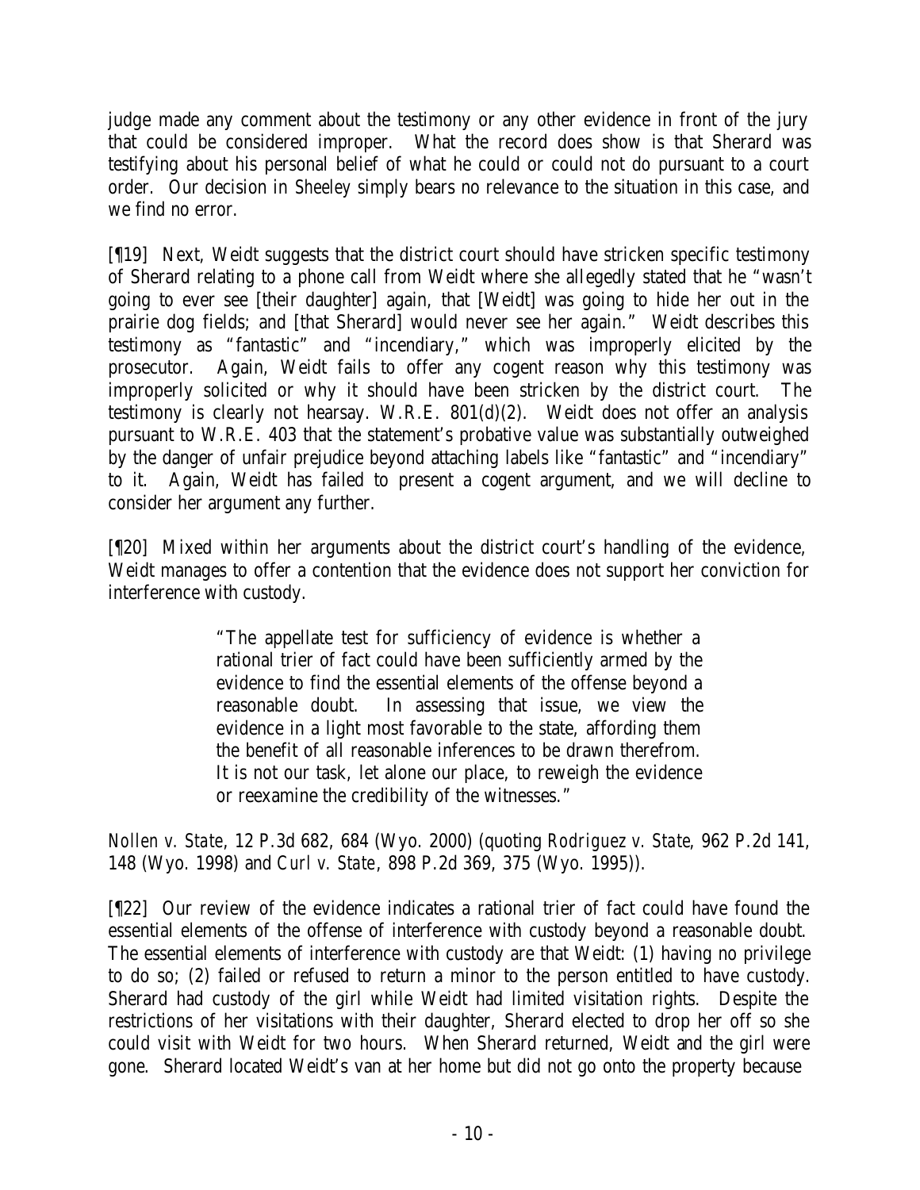judge made any comment about the testimony or any other evidence in front of the jury that could be considered improper. What the record does show is that Sherard was testifying about his personal belief of what he could or could not do pursuant to a court order. Our decision in *Sheeley* simply bears no relevance to the situation in this case, and we find no error.

[¶19] Next, Weidt suggests that the district court should have stricken specific testimony of Sherard relating to a phone call from Weidt where she allegedly stated that he "wasn't going to ever see [their daughter] again, that [Weidt] was going to hide her out in the prairie dog fields; and [that Sherard] would never see her again." Weidt describes this testimony as "fantastic" and "incendiary," which was improperly elicited by the prosecutor. Again, Weidt fails to offer any cogent reason why this testimony was improperly solicited or why it should have been stricken by the district court. The testimony is clearly not hearsay. W.R.E. 801(d)(2). Weidt does not offer an analysis pursuant to W.R.E. 403 that the statement's probative value was substantially outweighed by the danger of unfair prejudice beyond attaching labels like "fantastic" and "incendiary" to it. Again, Weidt has failed to present a cogent argument, and we will decline to consider her argument any further.

[¶20] Mixed within her arguments about the district court's handling of the evidence, Weidt manages to offer a contention that the evidence does not support her conviction for interference with custody.

> "The appellate test for sufficiency of evidence is whether a rational trier of fact could have been sufficiently armed by the evidence to find the essential elements of the offense beyond a reasonable doubt. In assessing that issue, we view the evidence in a light most favorable to the state, affording them the benefit of all reasonable inferences to be drawn therefrom. It is not our task, let alone our place, to reweigh the evidence or reexamine the credibility of the witnesses."

*Nollen v. State*, 12 P.3d 682, 684 (Wyo. 2000) (quoting *Rodriguez v. State*, 962 P.2d 141, 148 (Wyo. 1998) and *Curl v. State*, 898 P.2d 369, 375 (Wyo. 1995)).

[¶22] Our review of the evidence indicates a rational trier of fact could have found the essential elements of the offense of interference with custody beyond a reasonable doubt. The essential elements of interference with custody are that Weidt: (1) having no privilege to do so; (2) failed or refused to return a minor to the person entitled to have custody. Sherard had custody of the girl while Weidt had limited visitation rights. Despite the restrictions of her visitations with their daughter, Sherard elected to drop her off so she could visit with Weidt for two hours. When Sherard returned, Weidt and the girl were gone. Sherard located Weidt's van at her home but did not go onto the property because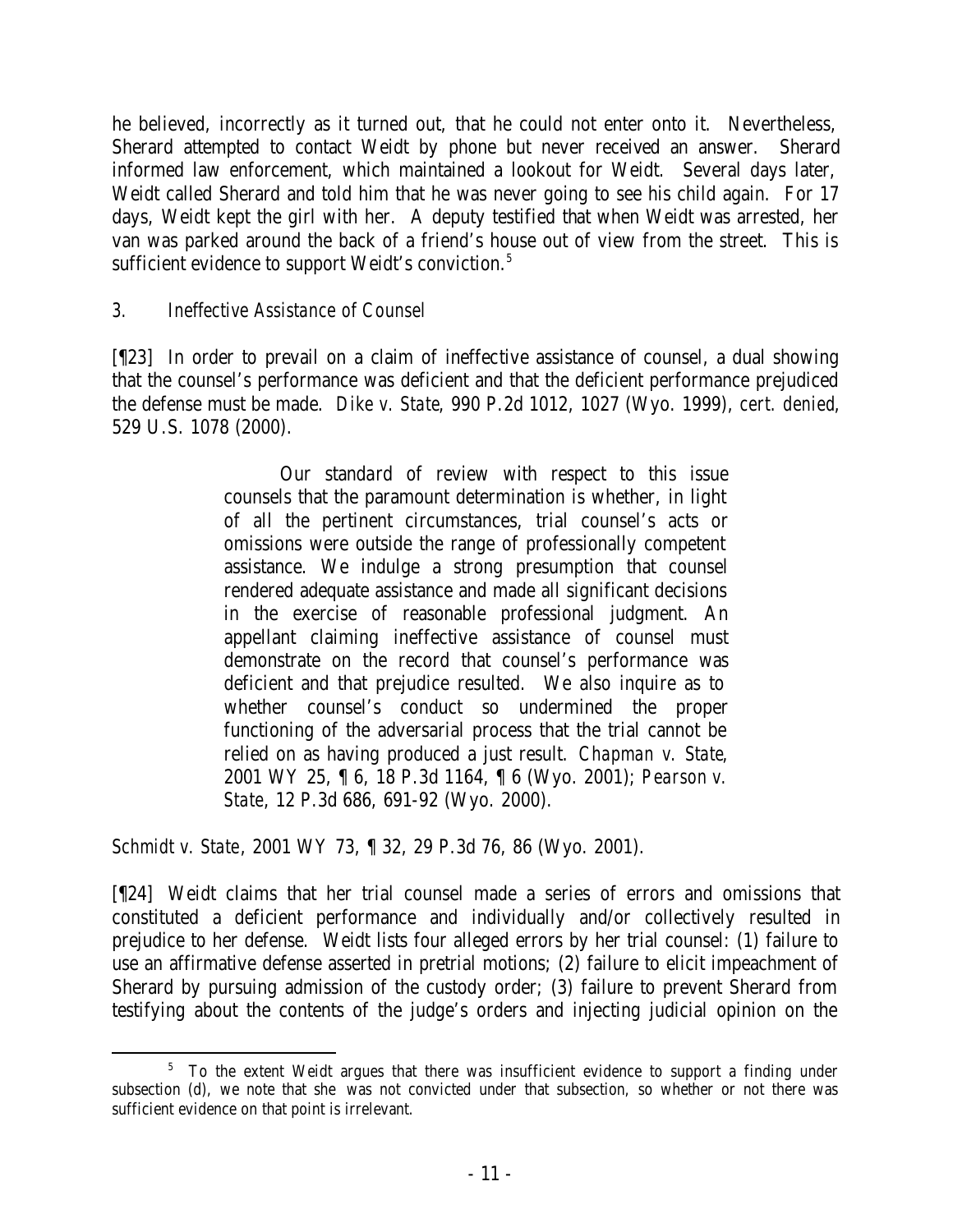he believed, incorrectly as it turned out, that he could not enter onto it. Nevertheless, Sherard attempted to contact Weidt by phone but never received an answer. Sherard informed law enforcement, which maintained a lookout for Weidt. Several days later, Weidt called Sherard and told him that he was never going to see his child again. For 17 days, Weidt kept the girl with her. A deputy testified that when Weidt was arrested, her van was parked around the back of a friend's house out of view from the street. This is sufficient evidence to support Weidt's conviction.[5]

### 3. *Ineffective Assistance of Counsel*

[¶23] In order to prevail on a claim of ineffective assistance of counsel, a dual showing that the counsel's performance was deficient and that the deficient performance prejudiced the defense must be made. *Dike v. State*, 990 P.2d 1012, 1027 (Wyo. 1999), *cert. denied*, 529 U.S. 1078 (2000).

> Our standard of review with respect to this issue counsels that the paramount determination is whether, in light of all the pertinent circumstances, trial counsel's acts or omissions were outside the range of professionally competent assistance. We indulge a strong presumption that counsel rendered adequate assistance and made all significant decisions in the exercise of reasonable professional judgment. An appellant claiming ineffective assistance of counsel must demonstrate on the record that counsel's performance was deficient and that prejudice resulted. We also inquire as to whether counsel's conduct so undermined the proper functioning of the adversarial process that the trial cannot be relied on as having produced a just result. *Chapman v. State*, 2001 WY 25, ¶ 6, 18 P.3d 1164, ¶ 6 (Wyo. 2001); *Pearson v. State*, 12 P.3d 686, 691-92 (Wyo. 2000).

*Schmidt v. State*, 2001 WY 73, ¶ 32, 29 P.3d 76, 86 (Wyo. 2001).

[¶24] Weidt claims that her trial counsel made a series of errors and omissions that constituted a deficient performance and individually and/or collectively resulted in prejudice to her defense. Weidt lists four alleged errors by her trial counsel: (1) failure to use an affirmative defense asserted in pretrial motions; (2) failure to elicit impeachment of Sherard by pursuing admission of the custody order; (3) failure to prevent Sherard from testifying about the contents of the judge's orders and injecting judicial opinion on the

[5] To the extent Weidt argues that there was insufficient evidence to support a finding under subsection (d), we note that she was not convicted under that subsection, so whether or not there was sufficient evidence on that point is irrelevant.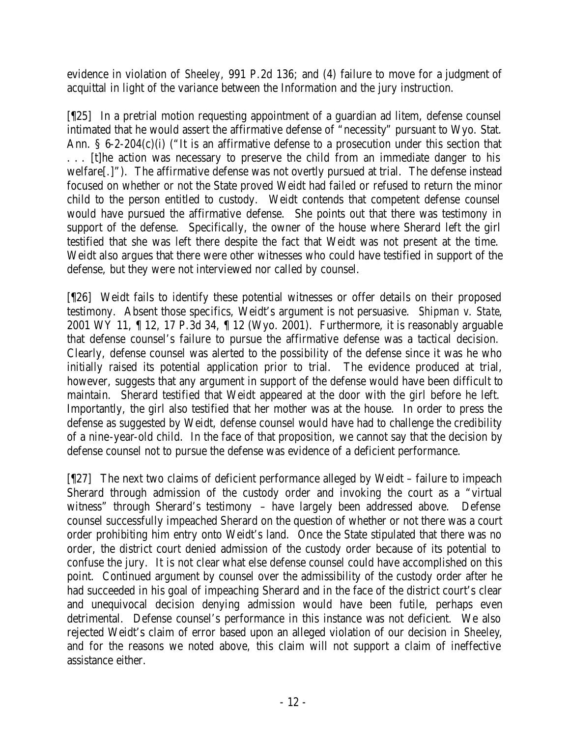evidence in violation of *Sheeley*, 991 P.2d 136; and (4) failure to move for a judgment of acquittal in light of the variance between the Information and the jury instruction.

[¶25] In a pretrial motion requesting appointment of a guardian ad litem, defense counsel intimated that he would assert the affirmative defense of "necessity" pursuant to Wyo. Stat. Ann. § 6-2-204(c)(i) ("It is an affirmative defense to a prosecution under this section that . . . [t]he action was necessary to preserve the child from an immediate danger to his welfare[.]"). The affirmative defense was not overtly pursued at trial. The defense instead focused on whether or not the State proved Weidt had failed or refused to return the minor child to the person entitled to custody. Weidt contends that competent defense counsel would have pursued the affirmative defense. She points out that there was testimony in support of the defense. Specifically, the owner of the house where Sherard left the girl testified that she was left there despite the fact that Weidt was not present at the time. Weidt also argues that there were other witnesses who could have testified in support of the defense, but they were not interviewed nor called by counsel.

[¶26] Weidt fails to identify these potential witnesses or offer details on their proposed testimony. Absent those specifics, Weidt's argument is not persuasive. *Shipman v. State*, 2001 WY 11, ¶ 12, 17 P.3d 34, ¶ 12 (Wyo. 2001). Furthermore, it is reasonably arguable that defense counsel's failure to pursue the affirmative defense was a tactical decision. Clearly, defense counsel was alerted to the possibility of the defense since it was he who initially raised its potential application prior to trial. The evidence produced at trial, however, suggests that any argument in support of the defense would have been difficult to maintain. Sherard testified that Weidt appeared at the door with the girl before he left. Importantly, the girl also testified that her mother was at the house. In order to press the defense as suggested by Weidt, defense counsel would have had to challenge the credibility of a nine-year-old child. In the face of that proposition, we cannot say that the decision by defense counsel not to pursue the defense was evidence of a deficient performance.

[¶27] The next two claims of deficient performance alleged by Weidt – failure to impeach Sherard through admission of the custody order and invoking the court as a "virtual witness" through Sherard's testimony – have largely been addressed above. Defense counsel successfully impeached Sherard on the question of whether or not there was a court order prohibiting him entry onto Weidt's land. Once the State stipulated that there was no order, the district court denied admission of the custody order because of its potential to confuse the jury. It is not clear what else defense counsel could have accomplished on this point. Continued argument by counsel over the admissibility of the custody order after he had succeeded in his goal of impeaching Sherard and in the face of the district court's clear and unequivocal decision denying admission would have been futile, perhaps even detrimental. Defense counsel's performance in this instance was not deficient. We also rejected Weidt's claim of error based upon an alleged violation of our decision in *Sheeley*, and for the reasons we noted above, this claim will not support a claim of ineffective assistance either.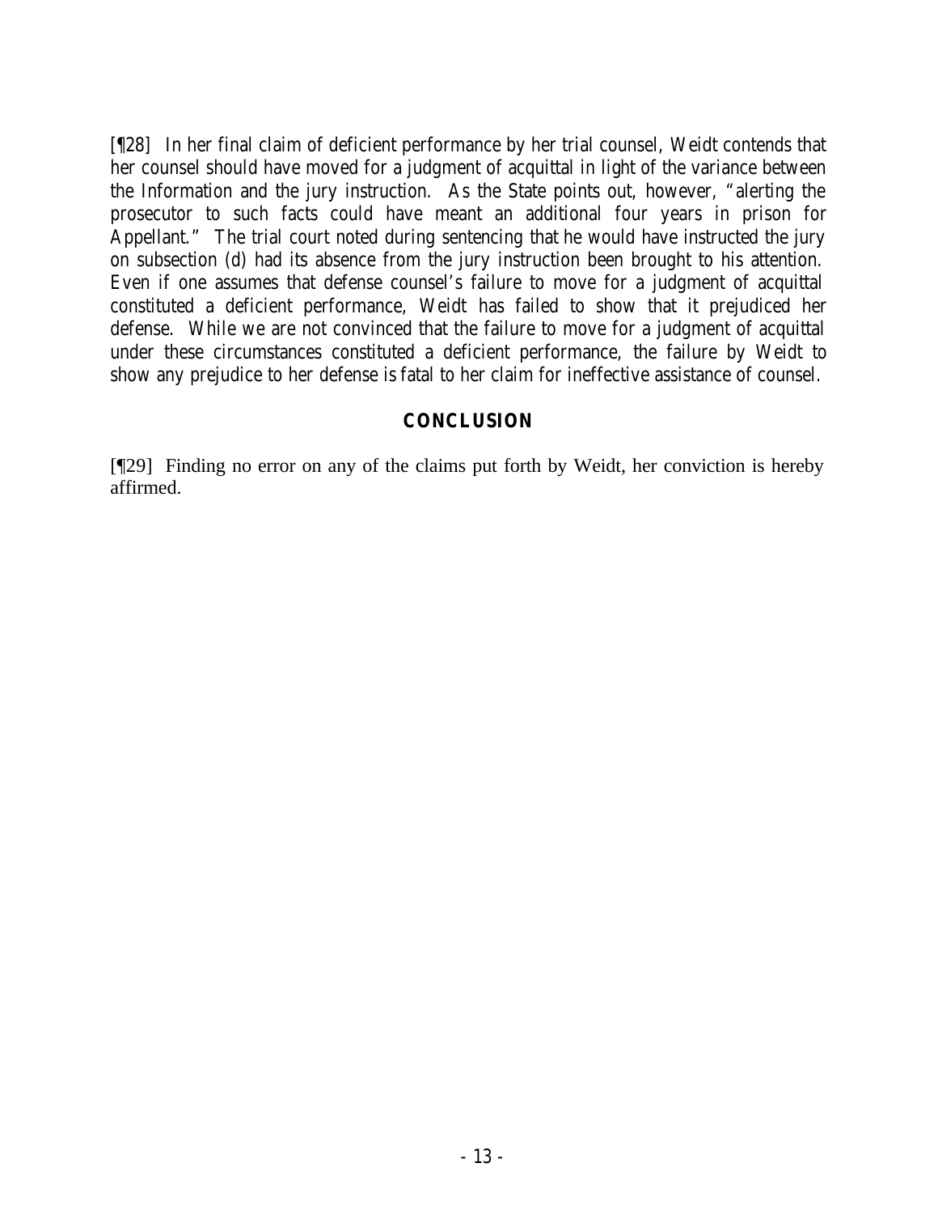[¶28] In her final claim of deficient performance by her trial counsel, Weidt contends that her counsel should have moved for a judgment of acquittal in light of the variance between the Information and the jury instruction. As the State points out, however, "alerting the prosecutor to such facts could have meant an additional four years in prison for Appellant." The trial court noted during sentencing that he would have instructed the jury on subsection (d) had its absence from the jury instruction been brought to his attention. Even if one assumes that defense counsel's failure to move for a judgment of acquittal constituted a deficient performance, Weidt has failed to show that it prejudiced her defense. While we are not convinced that the failure to move for a judgment of acquittal under these circumstances constituted a deficient performance, the failure by Weidt to show any prejudice to her defense is fatal to her claim for ineffective assistance of counsel.

## CONCLUSION

[¶29] Finding no error on any of the claims put forth by Weidt, her conviction is hereby affirmed.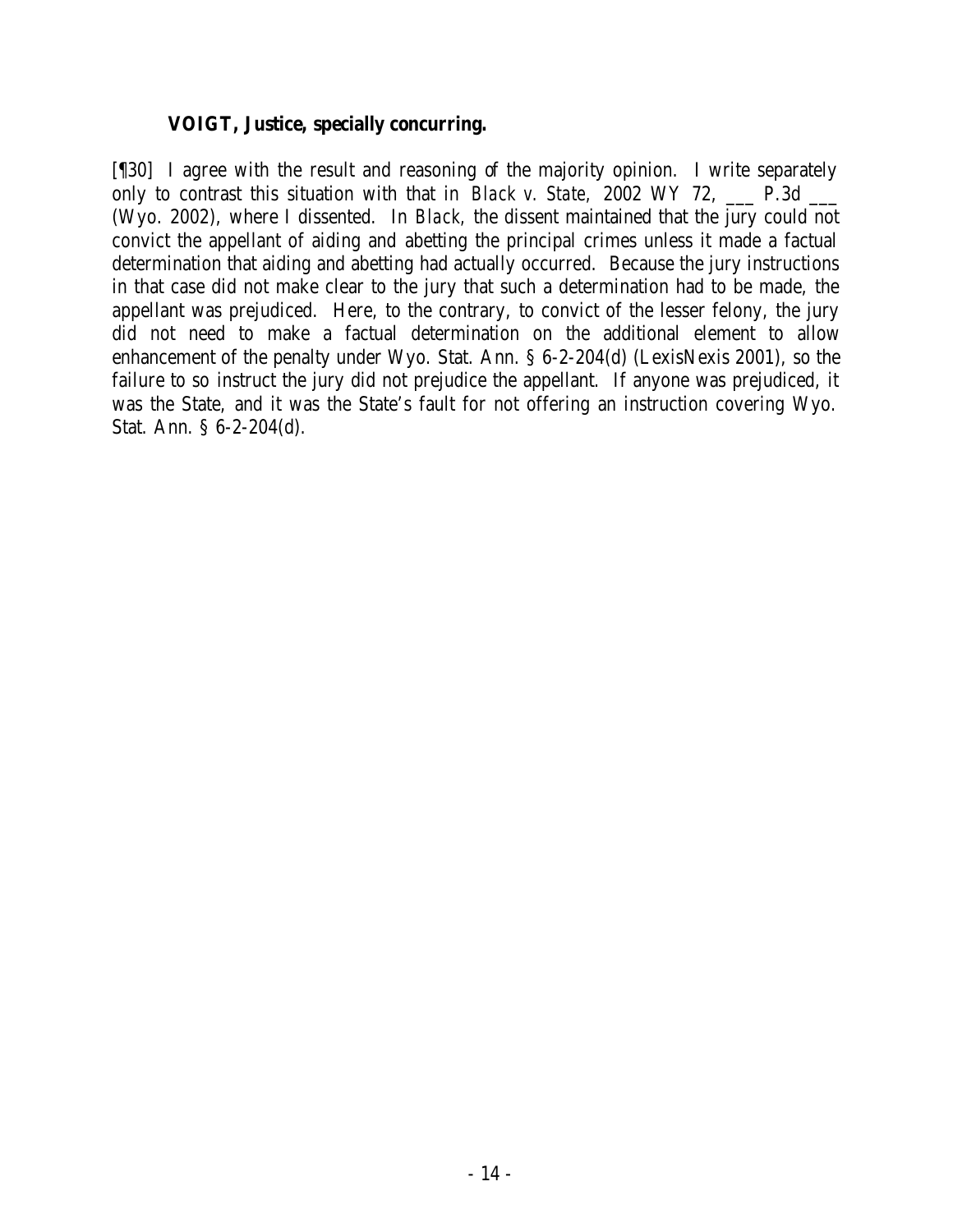**VOIGT, Justice, specially concurring.**

[¶30] I agree with the result and reasoning of the majority opinion. I write separately only to contrast this situation with that in *Black v. State,* 2002 WY 72, ___ P.3d ___ (Wyo. 2002), where I dissented. In *Black,* the dissent maintained that the jury could not convict the appellant of aiding and abetting the principal crimes unless it made a factual determination that aiding and abetting had actually occurred. Because the jury instructions in that case did not make clear to the jury that such a determination had to be made, the appellant was prejudiced. Here, to the contrary, to convict of the lesser felony, the jury did not need to make a factual determination on the additional element to allow enhancement of the penalty under Wyo. Stat. Ann. § 6-2-204(d) (LexisNexis 2001), so the failure to so instruct the jury did not prejudice the appellant. If anyone was prejudiced, it was the State, and it was the State's fault for not offering an instruction covering Wyo. Stat. Ann. § 6-2-204(d).